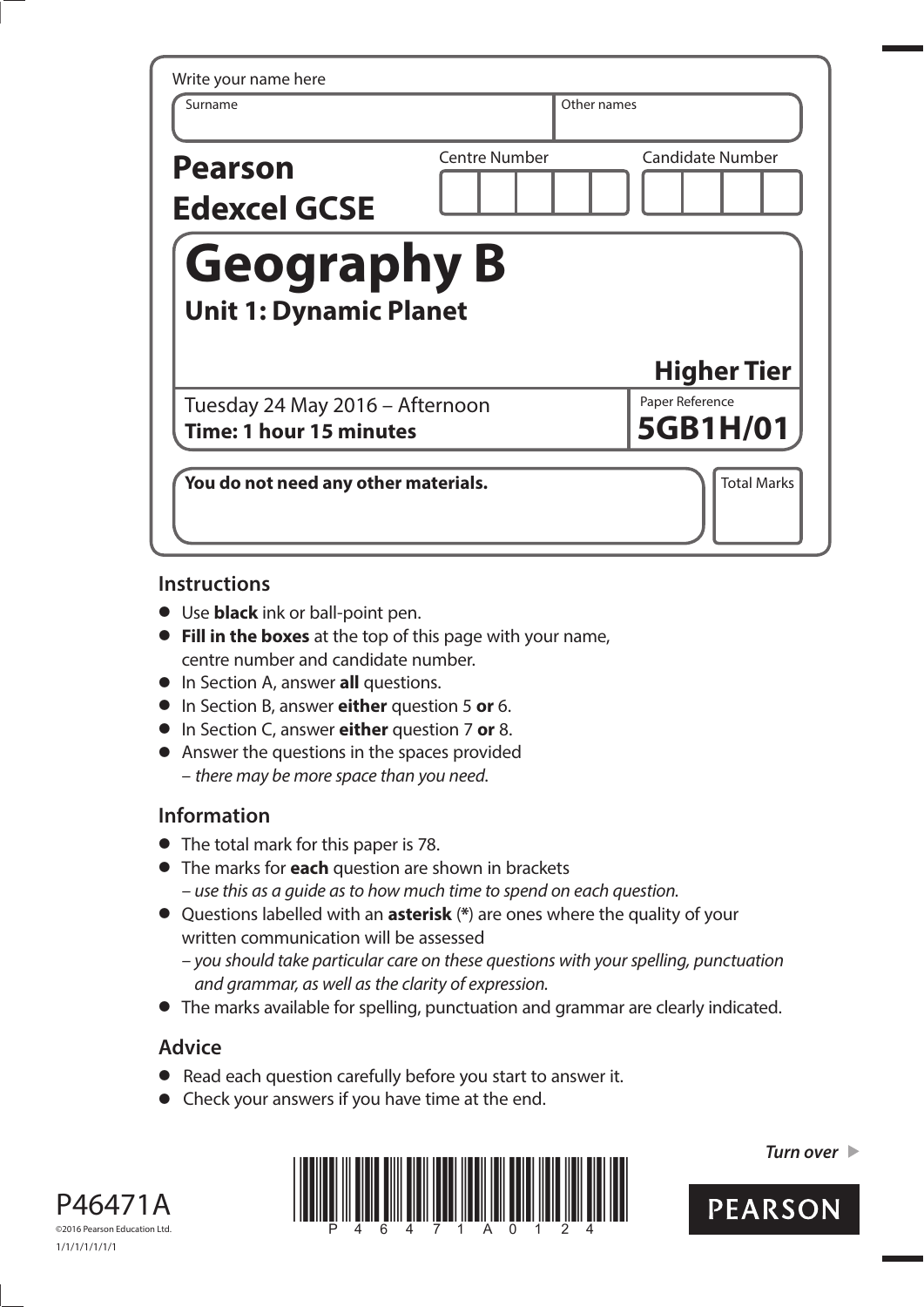Write your name here

| Surname | Other names |
|---|---|
| | |

**Pearson Edexcel GCSE**

| Centre Number | Candidate Number |
|---|---|
| | |

# Geography B

## Unit 1: Dynamic Planet

**Higher Tier**

Tuesday 24 May 2016 – Afternoon
**Time: 1 hour 15 minutes**

Paper Reference
**5GB1H/01**

**You do not need any other materials.**

Total Marks

## Instructions

- Use **black** ink or ball-point pen.
- **Fill in the boxes** at the top of this page with your name, centre number and candidate number.
- In Section A, answer **all** questions.
- In Section B, answer **either** question 5 **or** 6.
- In Section C, answer **either** question 7 **or** 8.
- Answer the questions in the spaces provided
  – *there may be more space than you need.*

## Information

- The total mark for this paper is 78.
- The marks for **each** question are shown in brackets
  – *use this as a guide as to how much time to spend on each question.*
- Questions labelled with an **asterisk** (**\***) are ones where the quality of your written communication will be assessed
  – *you should take particular care on these questions with your spelling, punctuation and grammar, as well as the clarity of expression.*
- The marks available for spelling, punctuation and grammar are clearly indicated.

## Advice

- Read each question carefully before you start to answer it.
- Check your answers if you have time at the end.

*Turn over* ▶

P46471A
©2016 Pearson Education Ltd.
1/1/1/1/1/1/1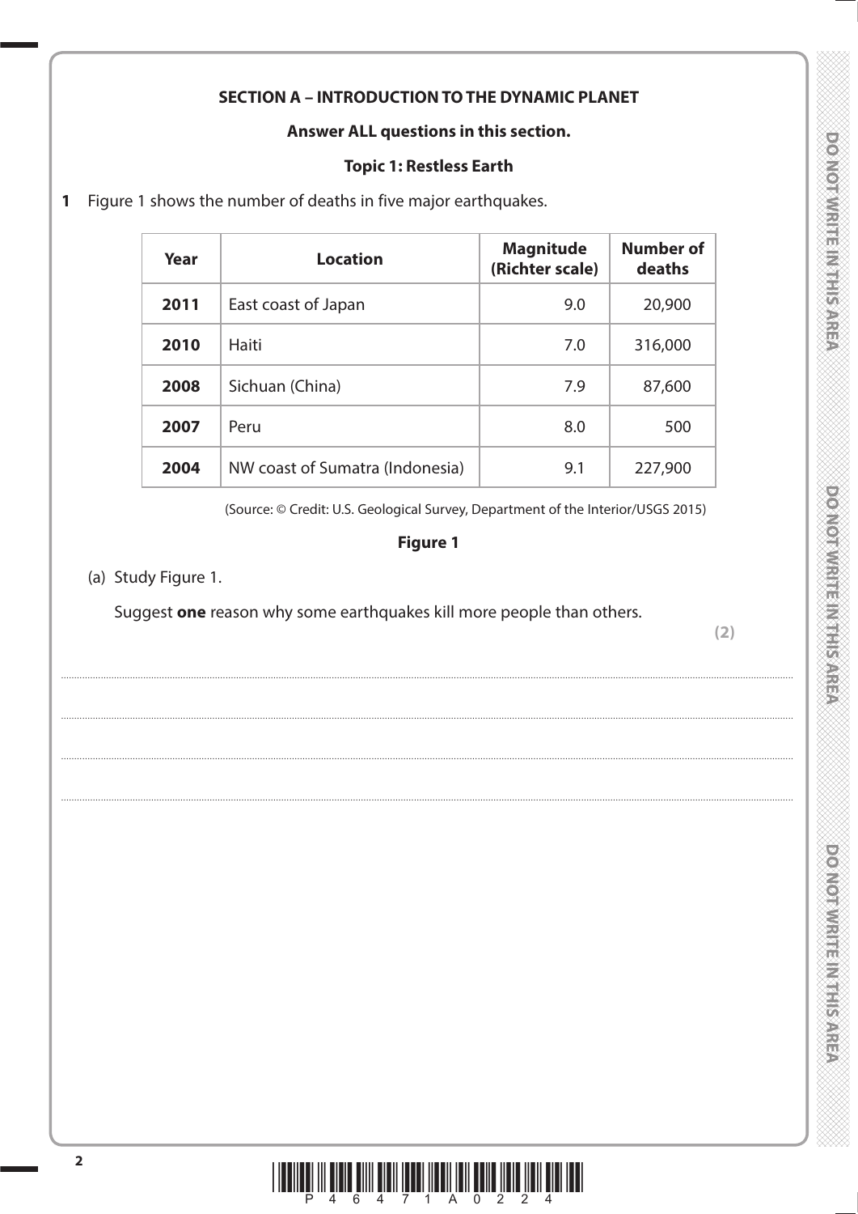## SECTION A – INTRODUCTION TO THE DYNAMIC PLANET

**Answer ALL questions in this section.**

### Topic 1: Restless Earth

**1** Figure 1 shows the number of deaths in five major earthquakes.

| Year | Location | Magnitude (Richter scale) | Number of deaths |
|---|---|---|---|
| **2011** | East coast of Japan | 9.0 | 20,900 |
| **2010** | Haiti | 7.0 | 316,000 |
| **2008** | Sichuan (China) | 7.9 | 87,600 |
| **2007** | Peru | 8.0 | 500 |
| **2004** | NW coast of Sumatra (Indonesia) | 9.1 | 227,900 |

(Source: © Credit: U.S. Geological Survey, Department of the Interior/USGS 2015)

**Figure 1**

(a) Study Figure 1.

Suggest **one** reason why some earthquakes kill more people than others.

**(2)**

..........................................................................................................................................................................................................

..........................................................................................................................................................................................................

..........................................................................................................................................................................................................

..........................................................................................................................................................................................................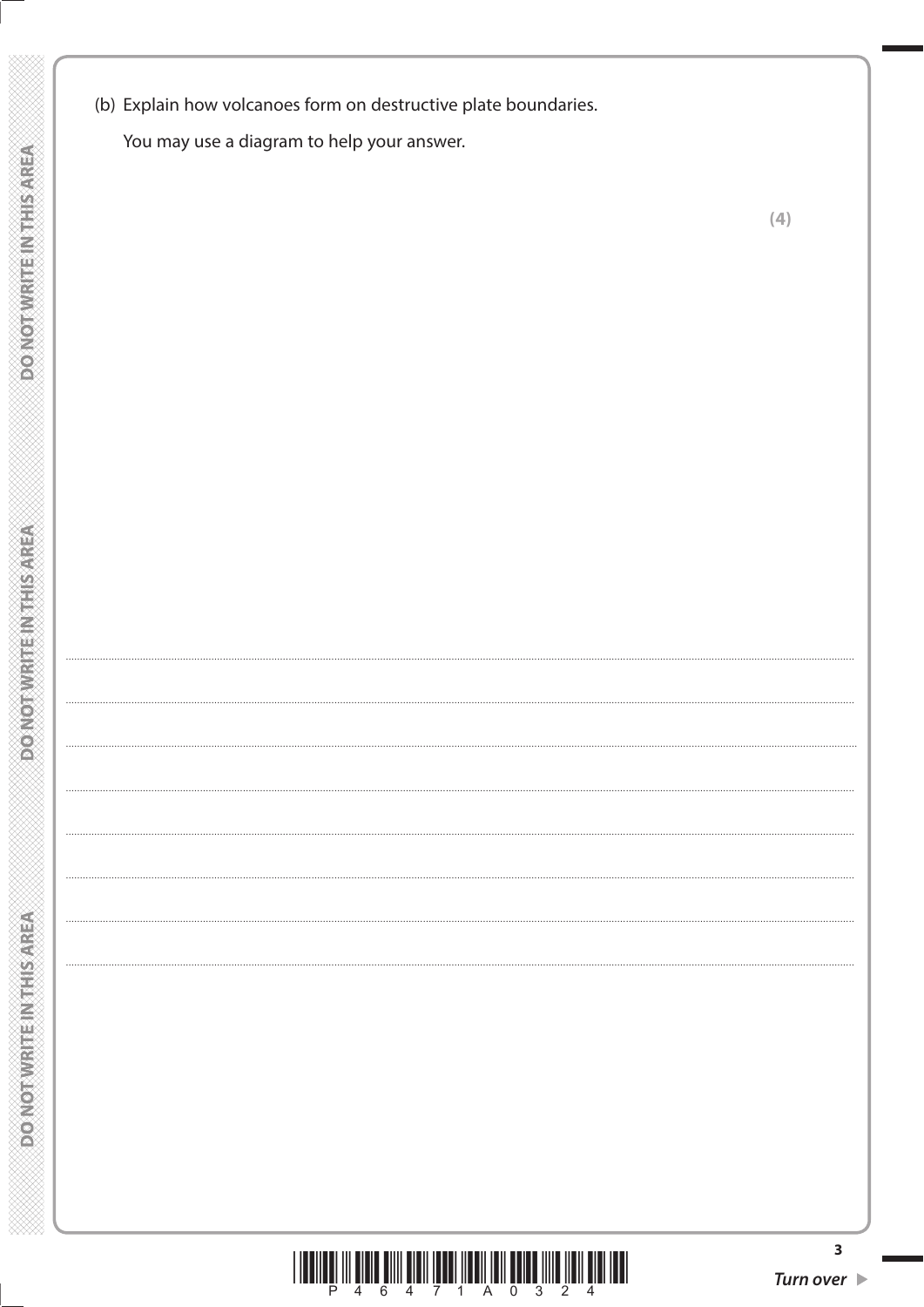(b) Explain how volcanoes form on destructive plate boundaries.

You may use a diagram to help your answer.

**(4)**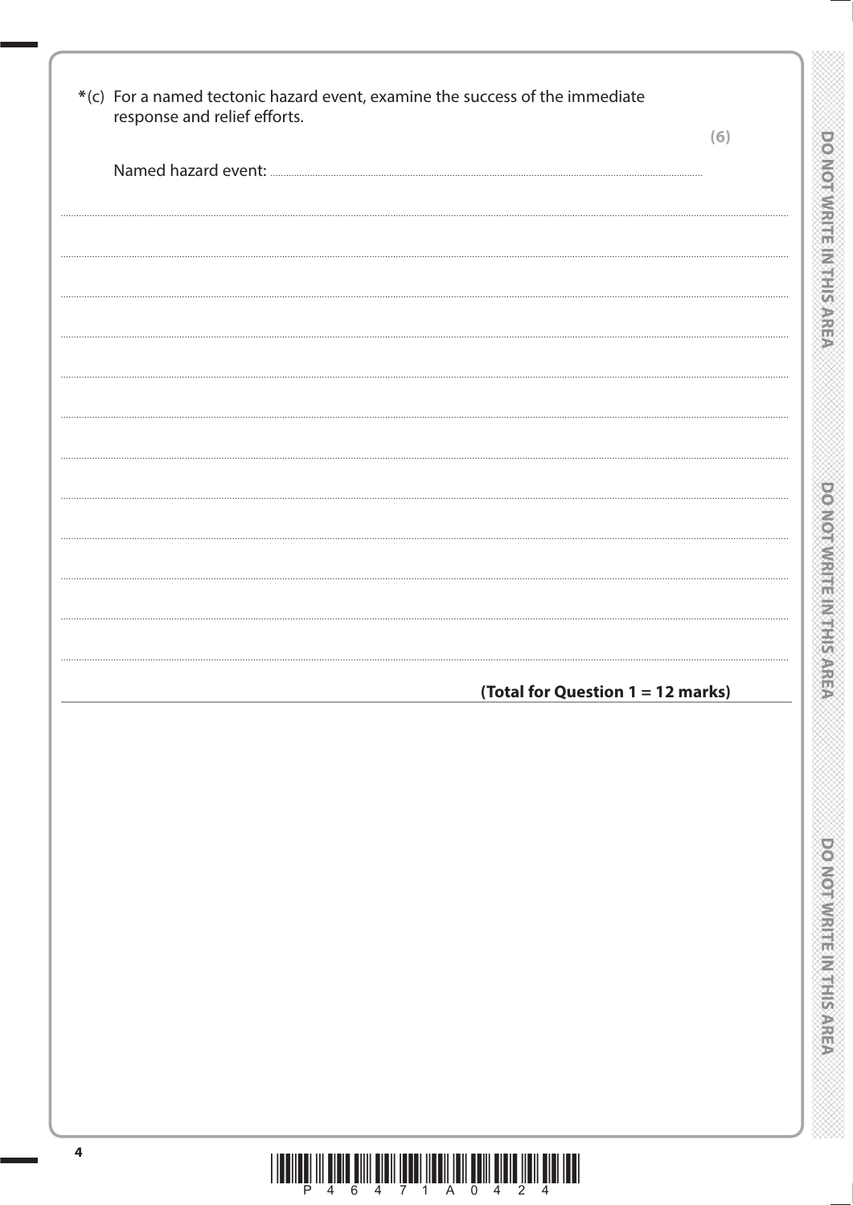*(c) For a named tectonic hazard event, examine the success of the immediate response and relief efforts.

**(6)**

Named hazard event: ..............................................................................................................................................................

.......................................................................................................................................................................................................

.......................................................................................................................................................................................................

.......................................................................................................................................................................................................

.......................................................................................................................................................................................................

.......................................................................................................................................................................................................

.......................................................................................................................................................................................................

.......................................................................................................................................................................................................

.......................................................................................................................................................................................................

.......................................................................................................................................................................................................

.......................................................................................................................................................................................................

.......................................................................................................................................................................................................

**(Total for Question 1 = 12 marks)**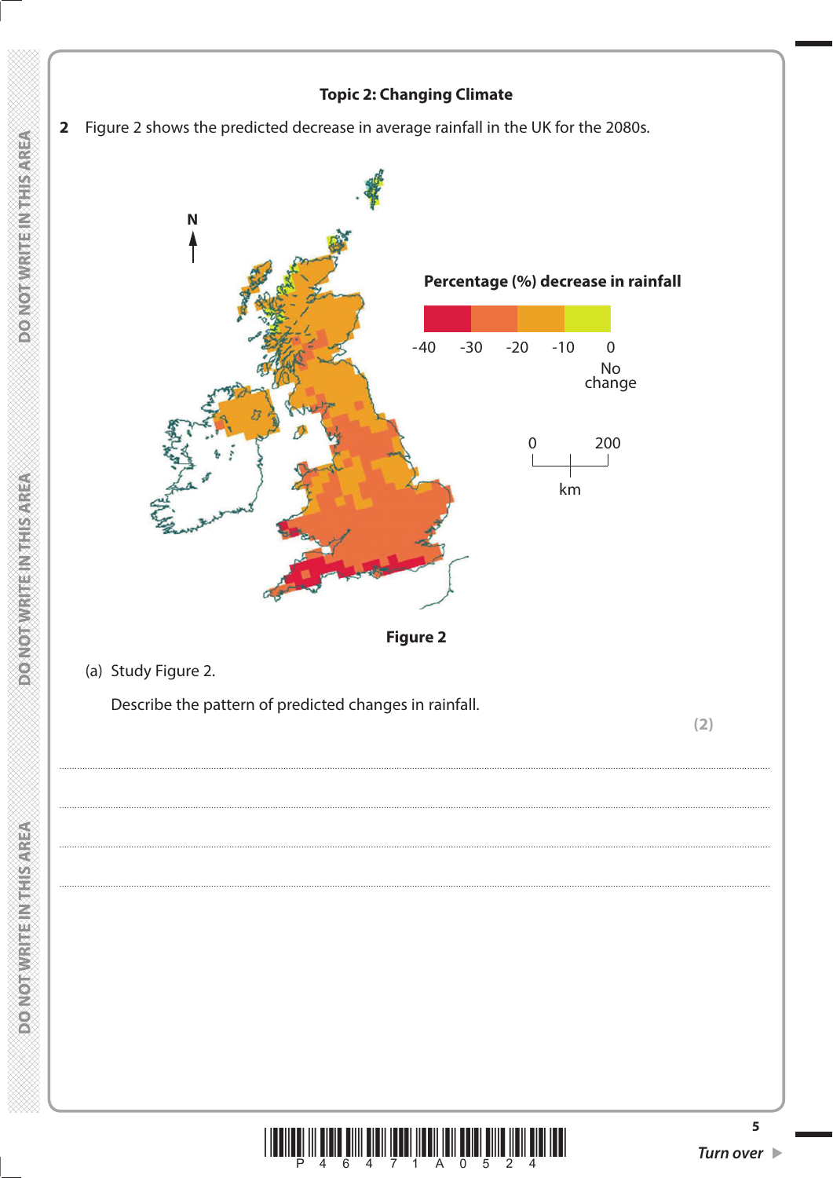**Topic 2: Changing Climate**

**2** Figure 2 shows the predicted decrease in average rainfall in the UK for the 2080s.

**Figure 2**

(a) Study Figure 2.

Describe the pattern of predicted changes in rainfall.

**(2)**

.......................................................................................................................................................................................

.......................................................................................................................................................................................

.......................................................................................................................................................................................

.......................................................................................................................................................................................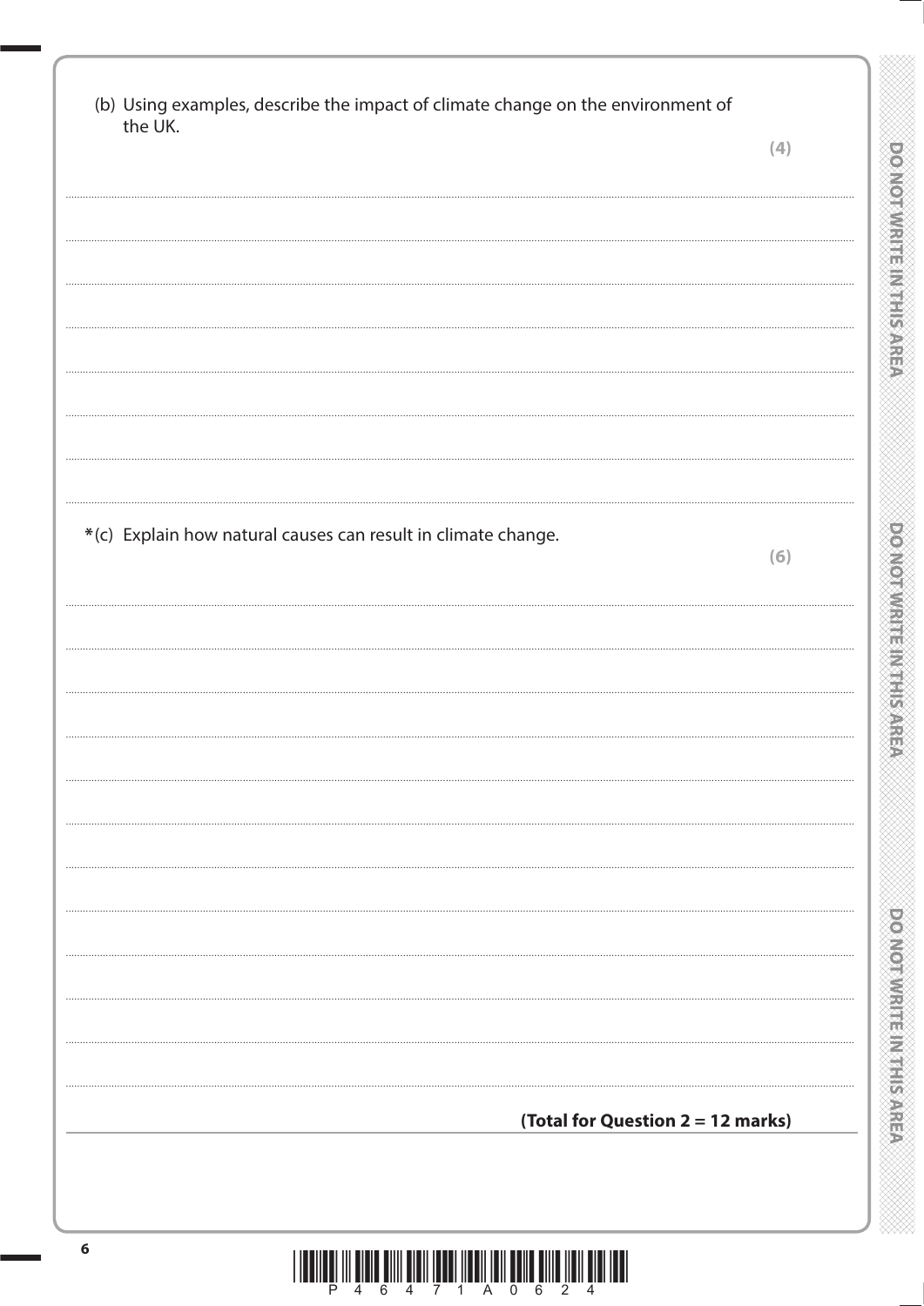(b) Using examples, describe the impact of climate change on the environment of the UK.

**(4)**

*(c) Explain how natural causes can result in climate change.

**(6)**

**(Total for Question 2 = 12 marks)**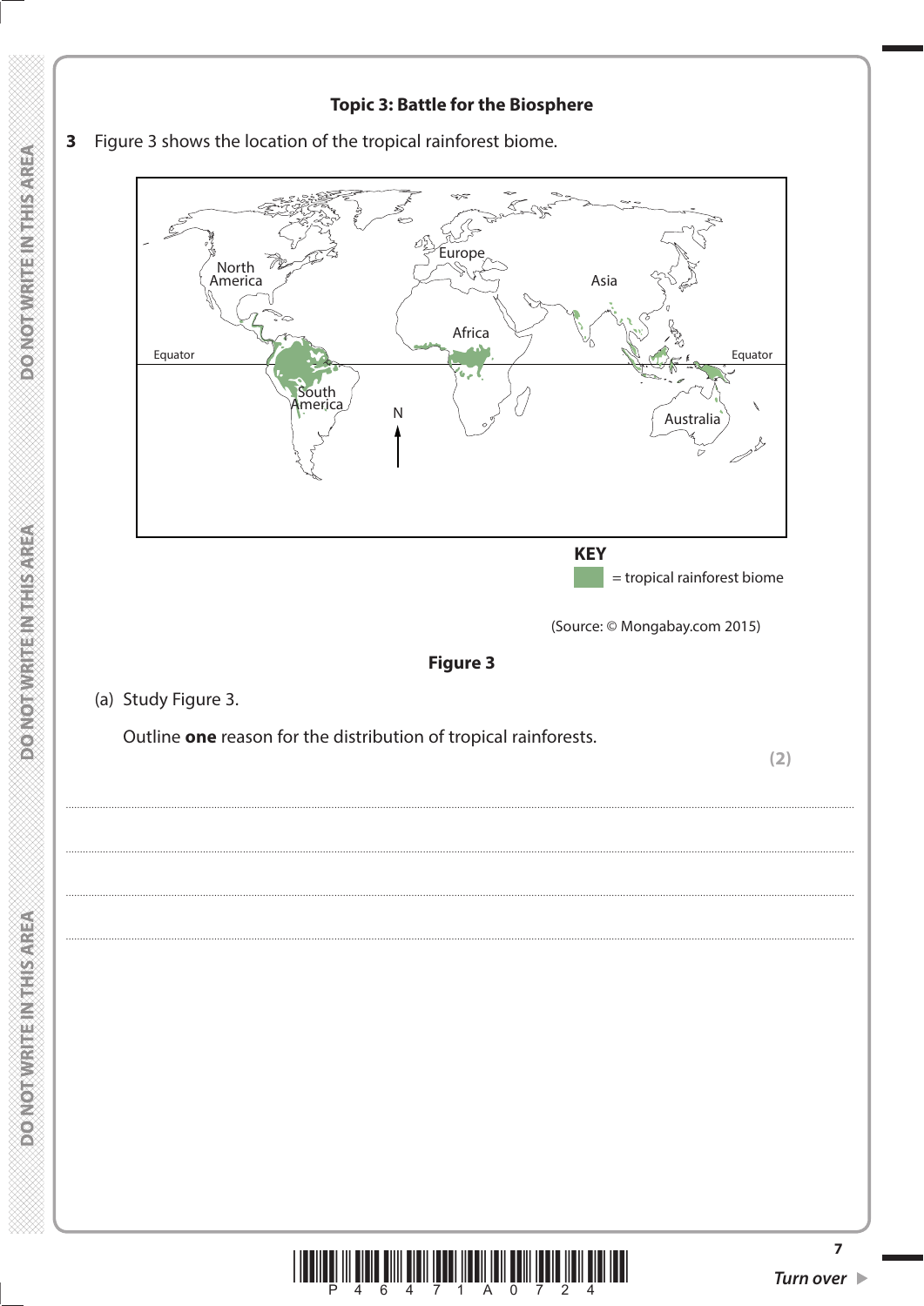**Topic 3: Battle for the Biosphere**

**3** Figure 3 shows the location of the tropical rainforest biome.

North America, Europe, Asia, Africa, Equator, South America, N, Australia, Equator

**KEY**

= tropical rainforest biome

(Source: © Mongabay.com 2015)

**Figure 3**

(a) Study Figure 3.

Outline **one** reason for the distribution of tropical rainforests.

**(2)**

....................................................................................................................................................................................................................

....................................................................................................................................................................................................................

....................................................................................................................................................................................................................

....................................................................................................................................................................................................................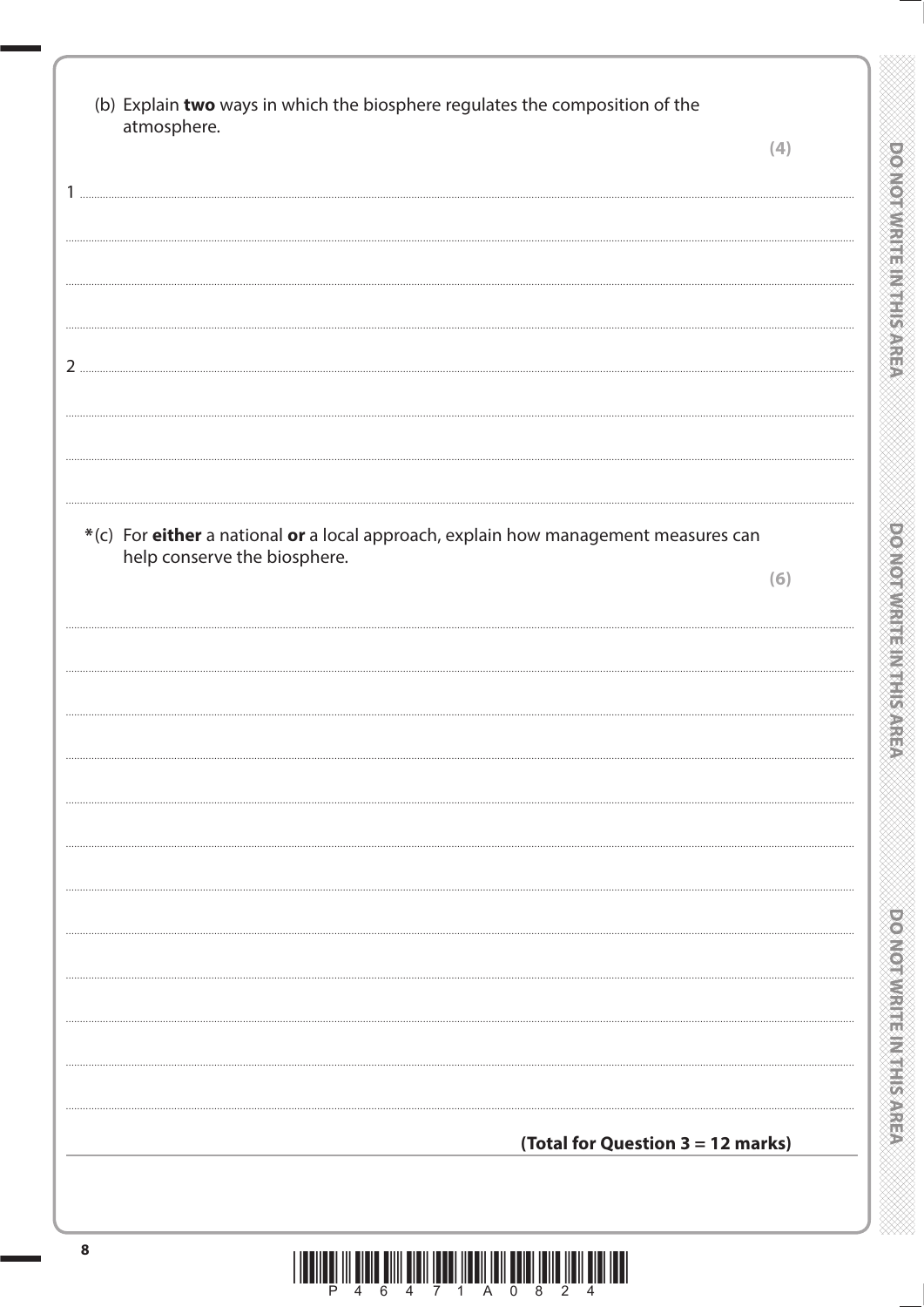(b) Explain **two** ways in which the biosphere regulates the composition of the atmosphere.

**(4)**

1 ..............................................................................................................................................................

..............................................................................................................................................................

..............................................................................................................................................................

2 ..............................................................................................................................................................

..............................................................................................................................................................

..............................................................................................................................................................

*(c) For **either** a national **or** a local approach, explain how management measures can help conserve the biosphere.

**(6)**

..............................................................................................................................................................

..............................................................................................................................................................

..............................................................................................................................................................

..............................................................................................................................................................

..............................................................................................................................................................

..............................................................................................................................................................

..............................................................................................................................................................

..............................................................................................................................................................

..............................................................................................................................................................

..............................................................................................................................................................

..............................................................................................................................................................

**(Total for Question 3 = 12 marks)**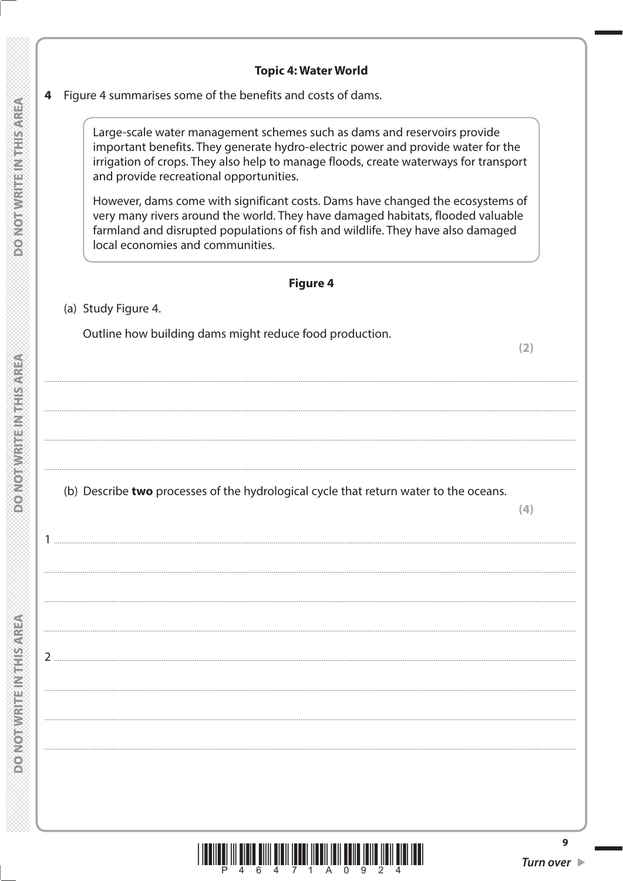**Topic 4: Water World**

**4** Figure 4 summarises some of the benefits and costs of dams.

> Large-scale water management schemes such as dams and reservoirs provide important benefits. They generate hydro-electric power and provide water for the irrigation of crops. They also help to manage floods, create waterways for transport and provide recreational opportunities.
>
> However, dams come with significant costs. Dams have changed the ecosystems of very many rivers around the world. They have damaged habitats, flooded valuable farmland and disrupted populations of fish and wildlife. They have also damaged local economies and communities.

**Figure 4**

(a) Study Figure 4.

Outline how building dams might reduce food production.

**(2)**

.......................................................................................................................................................................

.......................................................................................................................................................................

.......................................................................................................................................................................

.......................................................................................................................................................................

(b) Describe **two** processes of the hydrological cycle that return water to the oceans.

**(4)**

1 .....................................................................................................................................................................

.......................................................................................................................................................................

.......................................................................................................................................................................

.......................................................................................................................................................................

2 .....................................................................................................................................................................

.......................................................................................................................................................................

.......................................................................................................................................................................

.......................................................................................................................................................................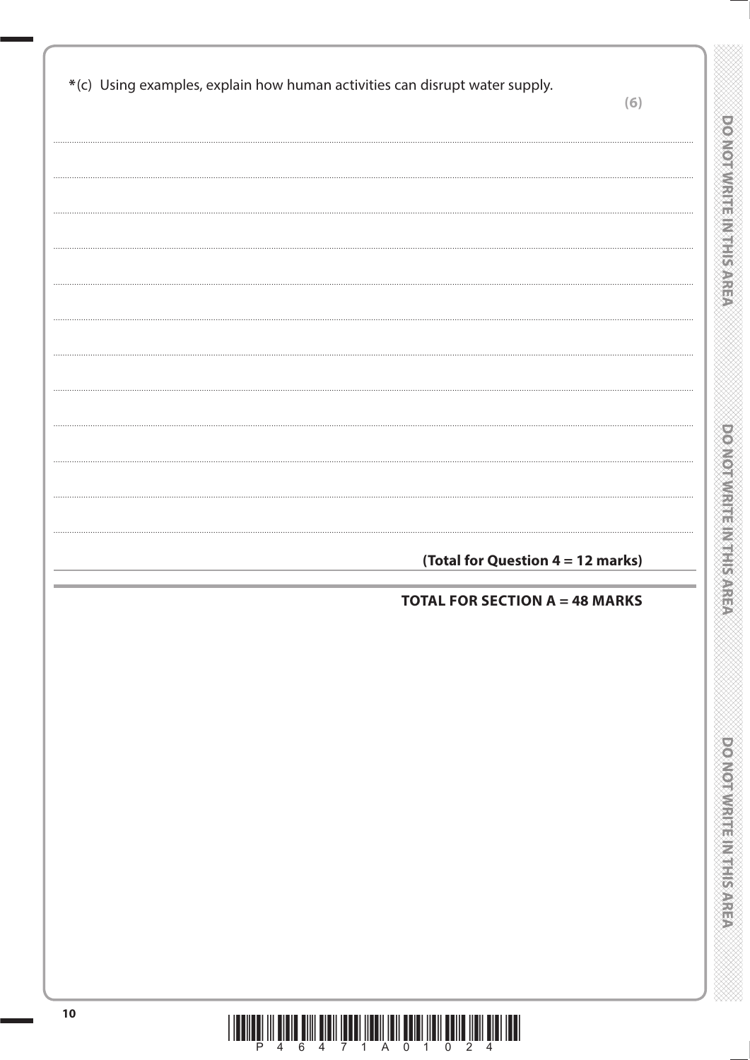*(c) Using examples, explain how human activities can disrupt water supply.

**(6)**

**(Total for Question 4 = 12 marks)**

**TOTAL FOR SECTION A = 48 MARKS**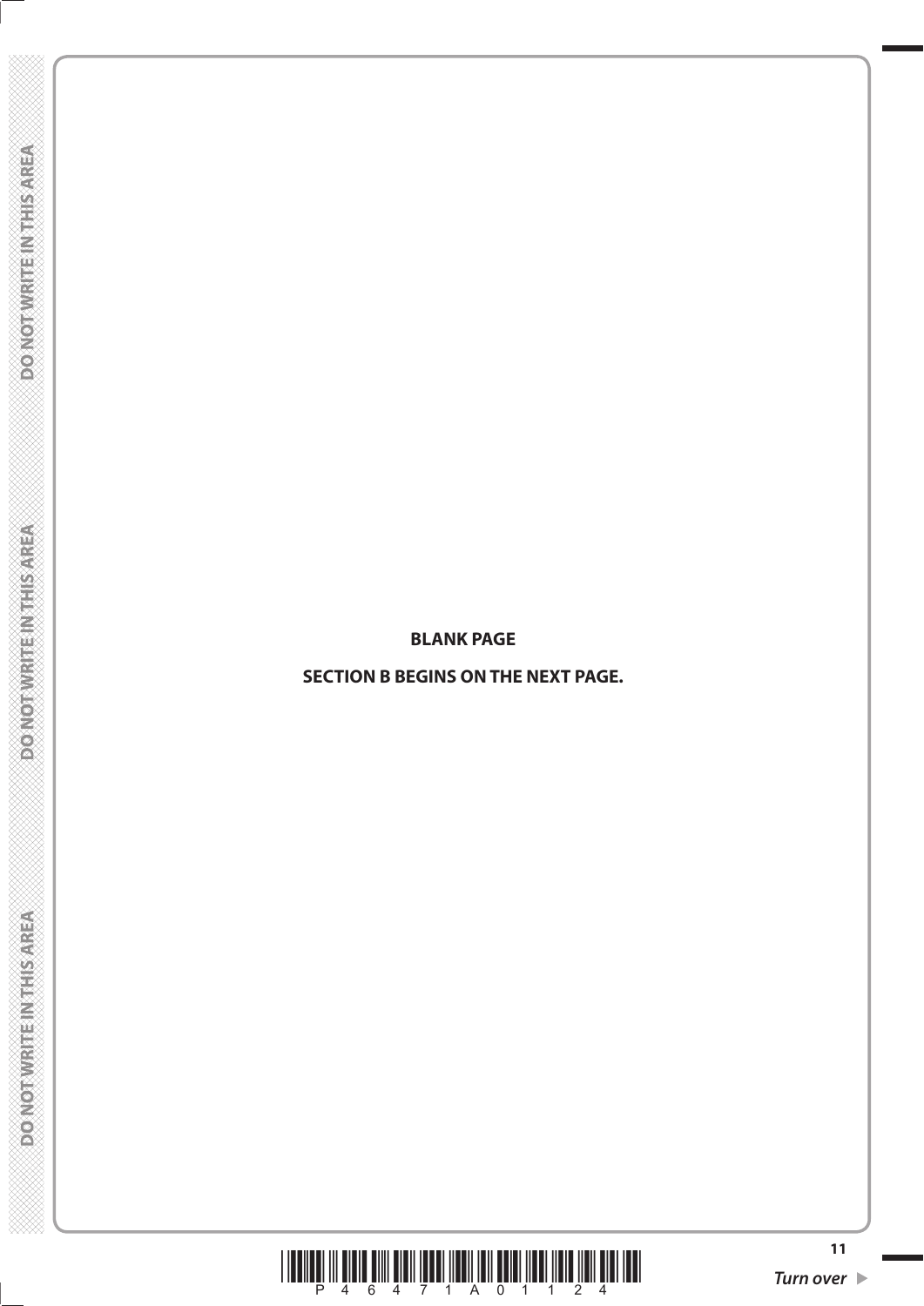**BLANK PAGE**

**SECTION B BEGINS ON THE NEXT PAGE.**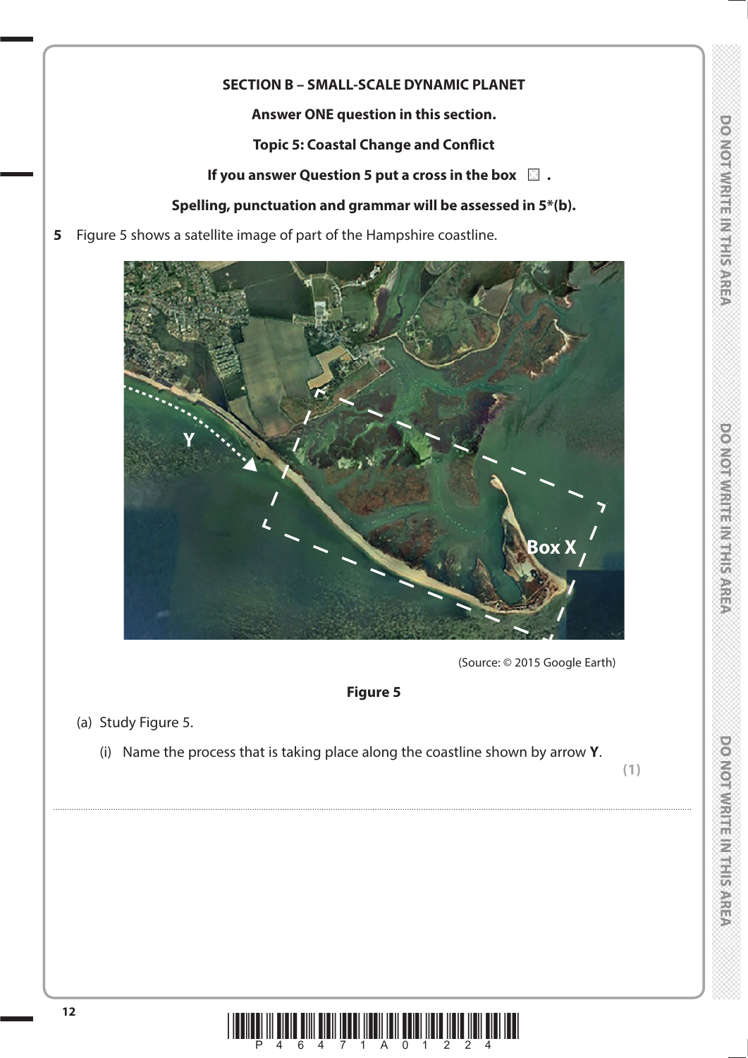**SECTION B – SMALL-SCALE DYNAMIC PLANET**

**Answer ONE question in this section.**

**Topic 5: Coastal Change and Conflict**

**If you answer Question 5 put a cross in the box ☐ .**

**Spelling, punctuation and grammar will be assessed in 5*(b).**

**5** Figure 5 shows a satellite image of part of the Hampshire coastline.

(Source: © 2015 Google Earth)

**Figure 5**

(a) Study Figure 5.

(i) Name the process that is taking place along the coastline shown by arrow **Y**.

**(1)**

..........................................................................................................................................................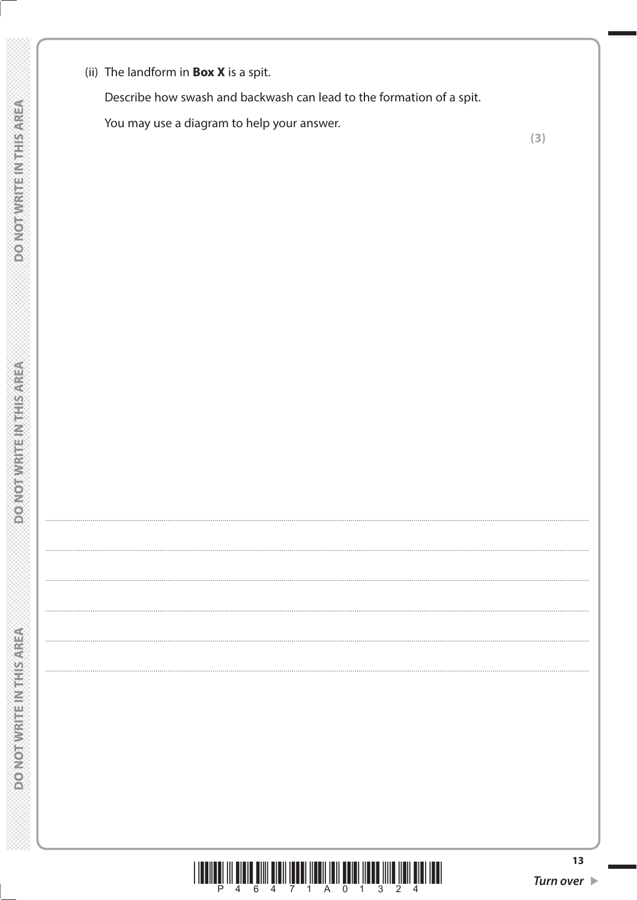(ii) The landform in **Box X** is a spit.

Describe how swash and backwash can lead to the formation of a spit.

You may use a diagram to help your answer.

**(3)**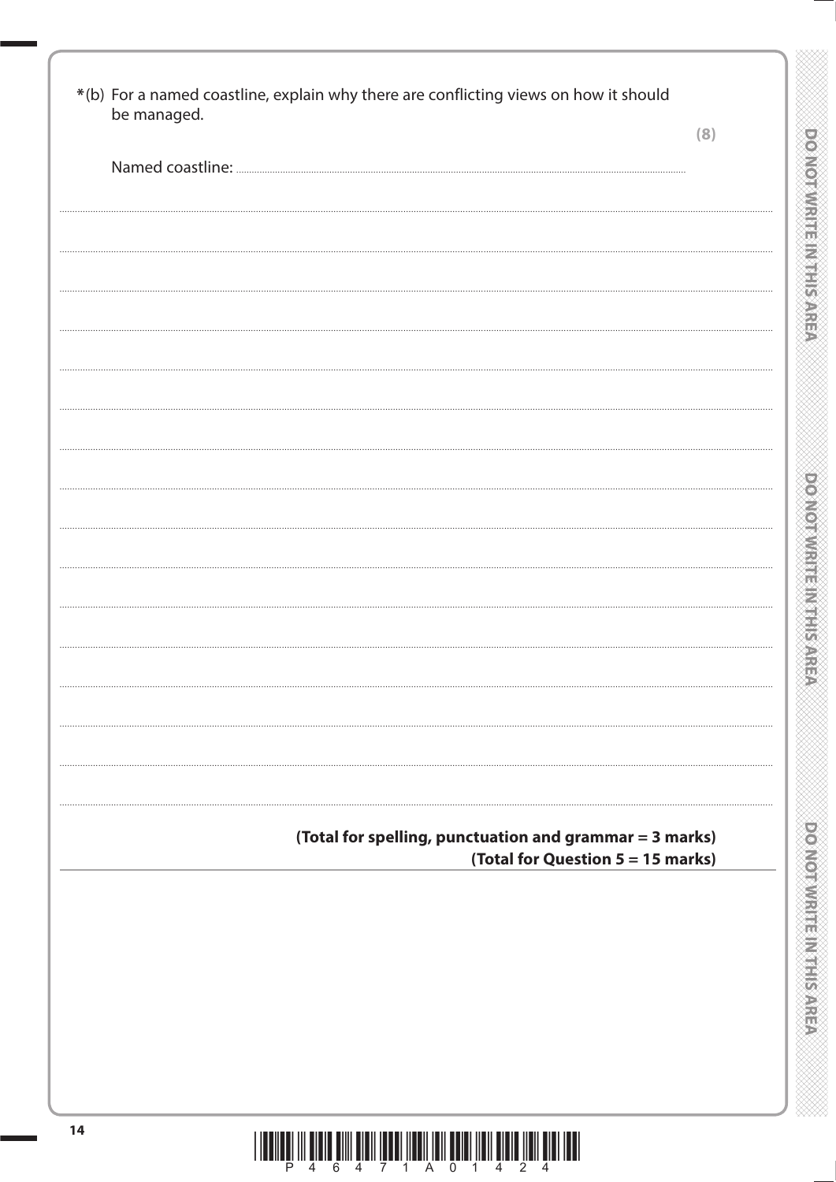*(b) For a named coastline, explain why there are conflicting views on how it should be managed.

**(8)**

Named coastline: ..............................................................................................................................................................

.......................................................................................................................................................................................................

.......................................................................................................................................................................................................

.......................................................................................................................................................................................................

.......................................................................................................................................................................................................

.......................................................................................................................................................................................................

.......................................................................................................................................................................................................

.......................................................................................................................................................................................................

.......................................................................................................................................................................................................

.......................................................................................................................................................................................................

.......................................................................................................................................................................................................

.......................................................................................................................................................................................................

.......................................................................................................................................................................................................

.......................................................................................................................................................................................................

.......................................................................................................................................................................................................

.......................................................................................................................................................................................................

**(Total for spelling, punctuation and grammar = 3 marks)**

**(Total for Question 5 = 15 marks)**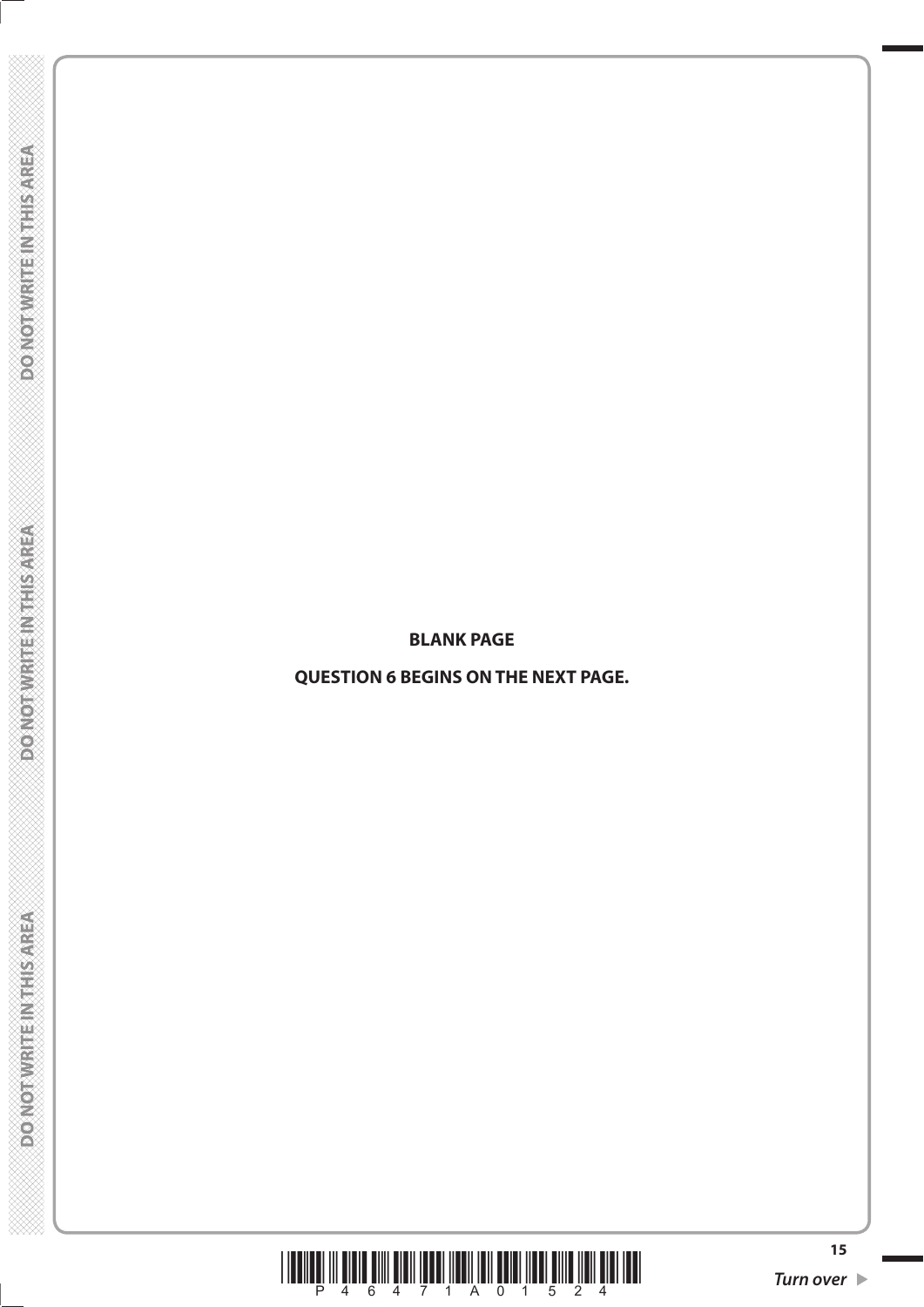**BLANK PAGE**

**QUESTION 6 BEGINS ON THE NEXT PAGE.**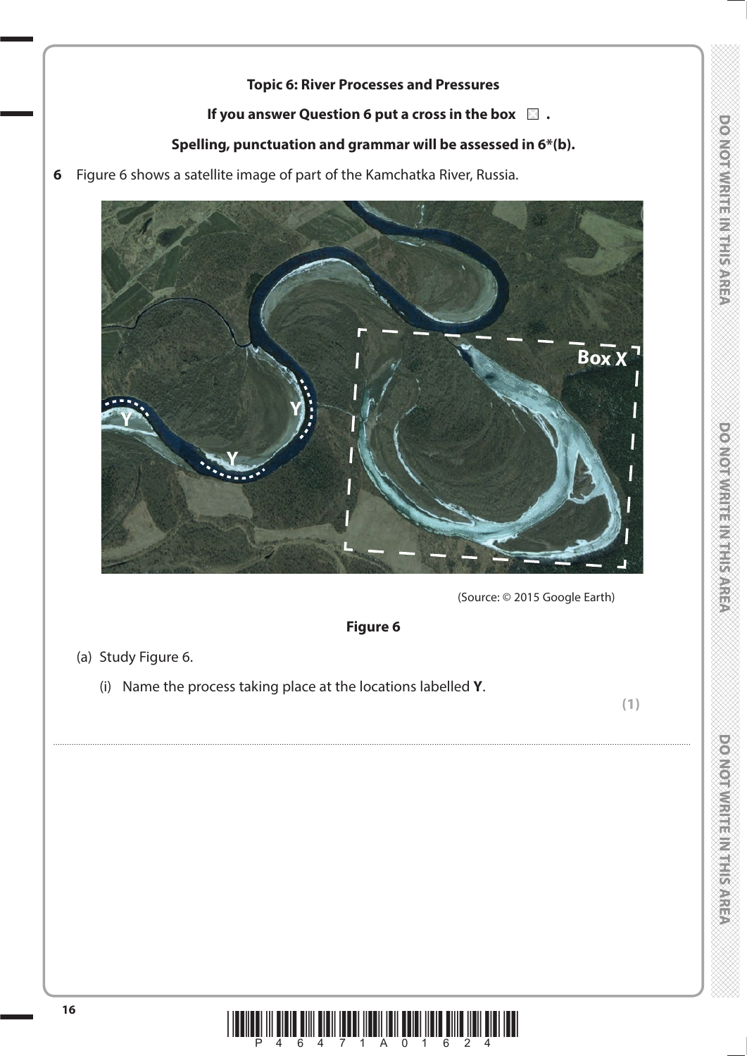**Topic 6: River Processes and Pressures**

**If you answer Question 6 put a cross in the box ☒ .**

**Spelling, punctuation and grammar will be assessed in 6*(b).**

**6** Figure 6 shows a satellite image of part of the Kamchatka River, Russia.

(Source: © 2015 Google Earth)

**Figure 6**

(a) Study Figure 6.

(i) Name the process taking place at the locations labelled **Y**.

**(1)**

........................................................................................................................................................................................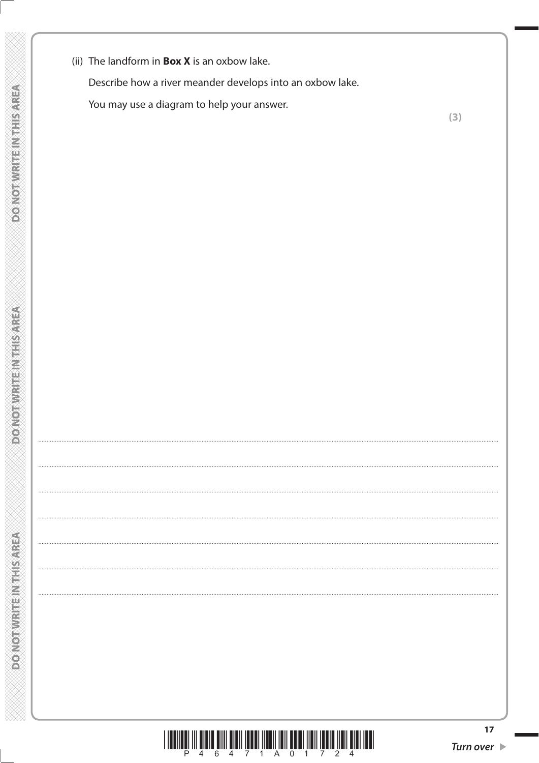(ii) The landform in **Box X** is an oxbow lake.

Describe how a river meander develops into an oxbow lake.

You may use a diagram to help your answer.

**(3)**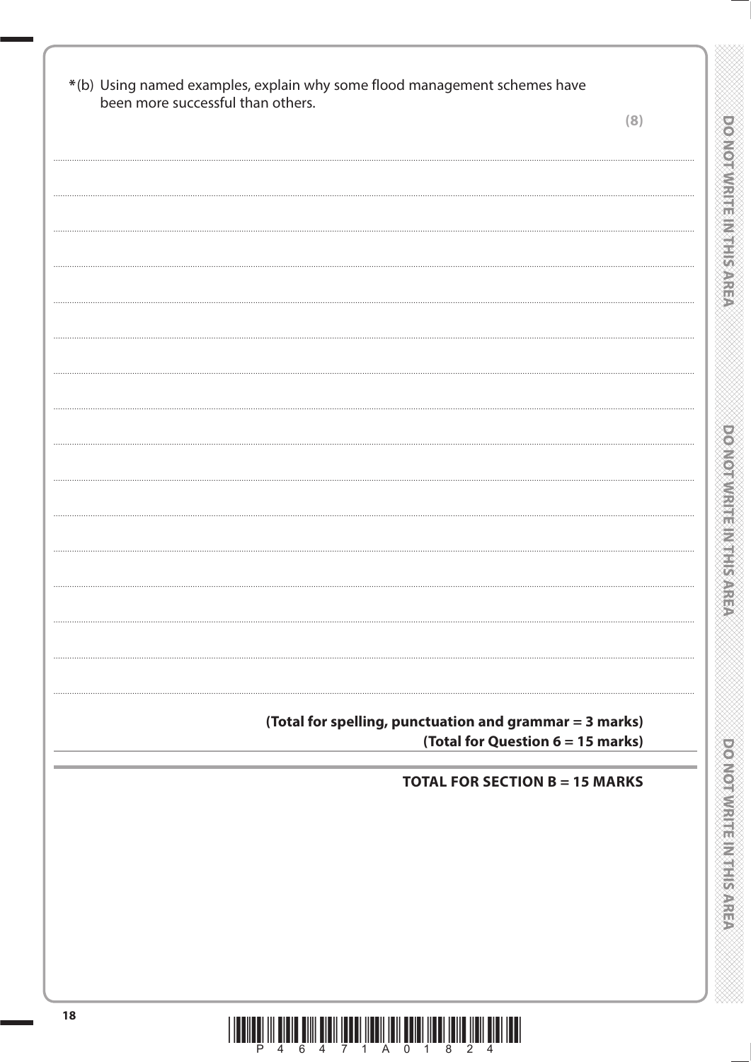*(b) Using named examples, explain why some flood management schemes have been more successful than others.

**(8)**

**(Total for spelling, punctuation and grammar = 3 marks)**

**(Total for Question 6 = 15 marks)**

**TOTAL FOR SECTION B = 15 MARKS**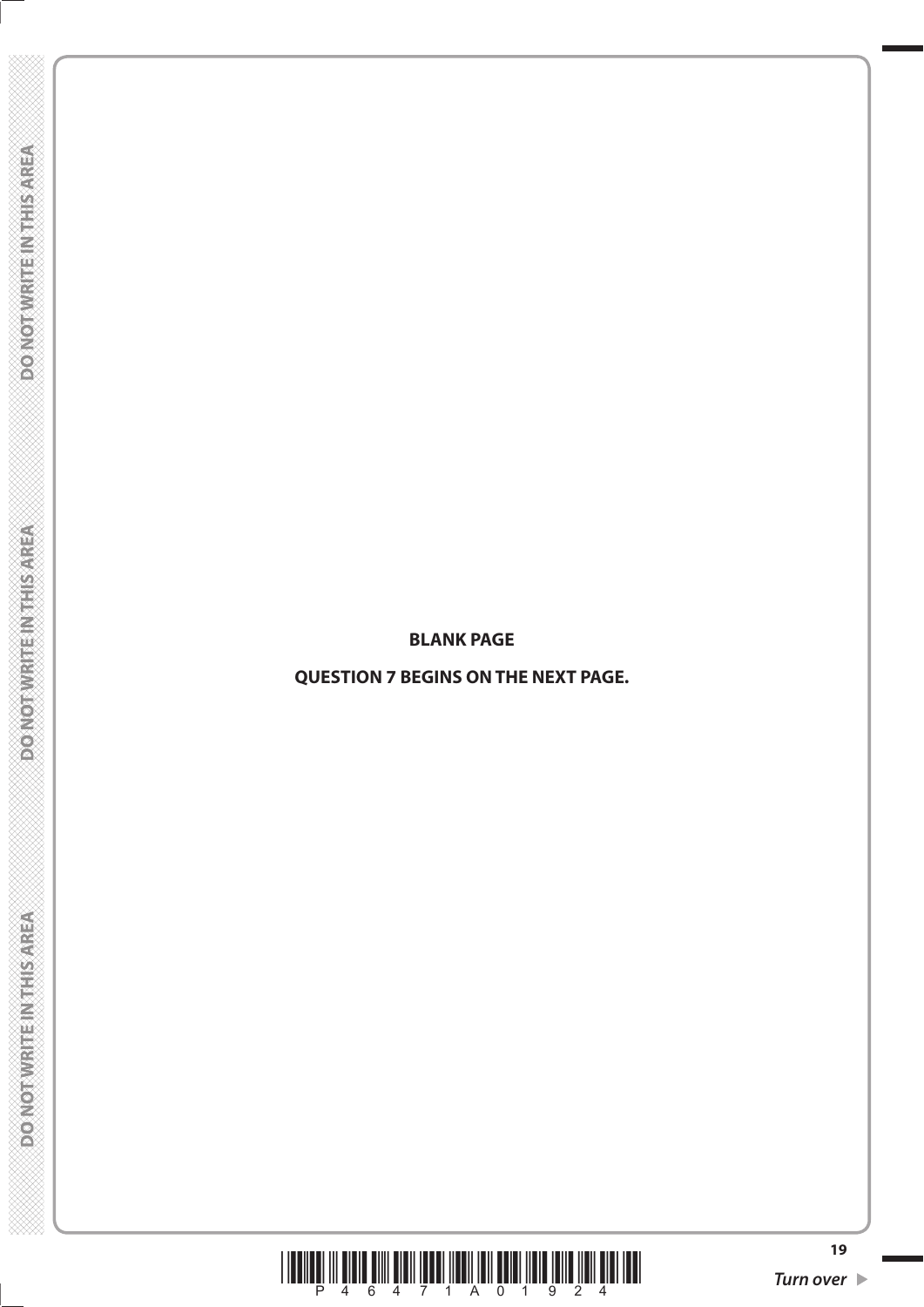**BLANK PAGE**

**QUESTION 7 BEGINS ON THE NEXT PAGE.**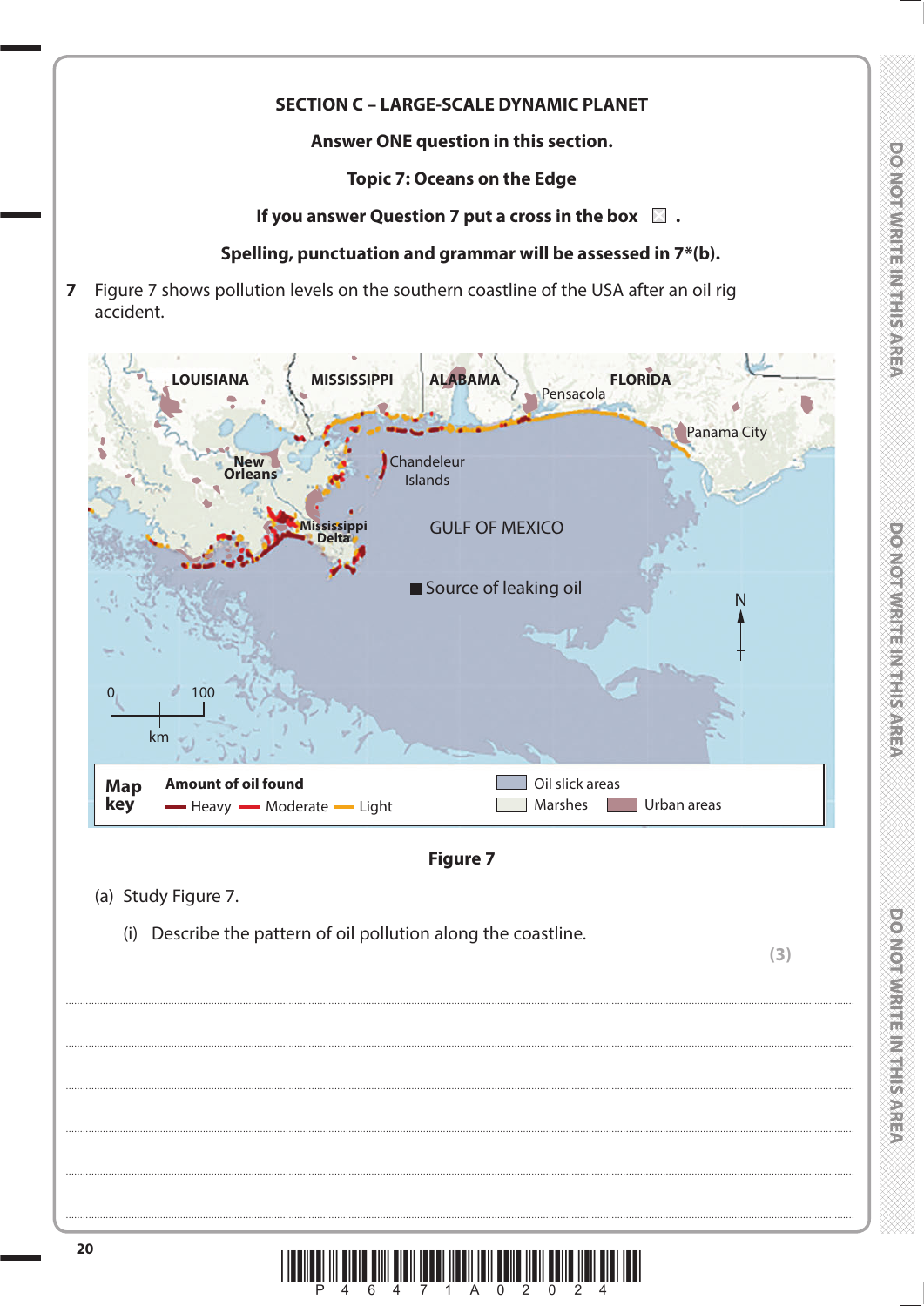**SECTION C – LARGE-SCALE DYNAMIC PLANET**

**Answer ONE question in this section.**

**Topic 7: Oceans on the Edge**

**If you answer Question 7 put a cross in the box ☐ .**

**Spelling, punctuation and grammar will be assessed in 7*(b).**

**7** Figure 7 shows pollution levels on the southern coastline of the USA after an oil rig accident.

LOUISIANA  MISSISSIPPI  ALABAMA  FLORIDA  Pensacola  Panama City  New Orleans  Chandeleur Islands  Mississippi Delta  GULF OF MEXICO  Source of leaking oil  N  0  100  km

**Map key** **Amount of oil found** Heavy  Moderate  Light  Oil slick areas  Marshes  Urban areas

**Figure 7**

(a) Study Figure 7.

(i) Describe the pattern of oil pollution along the coastline.

**(3)**

..............................................................................................................................................

..............................................................................................................................................

..............................................................................................................................................

..............................................................................................................................................

..............................................................................................................................................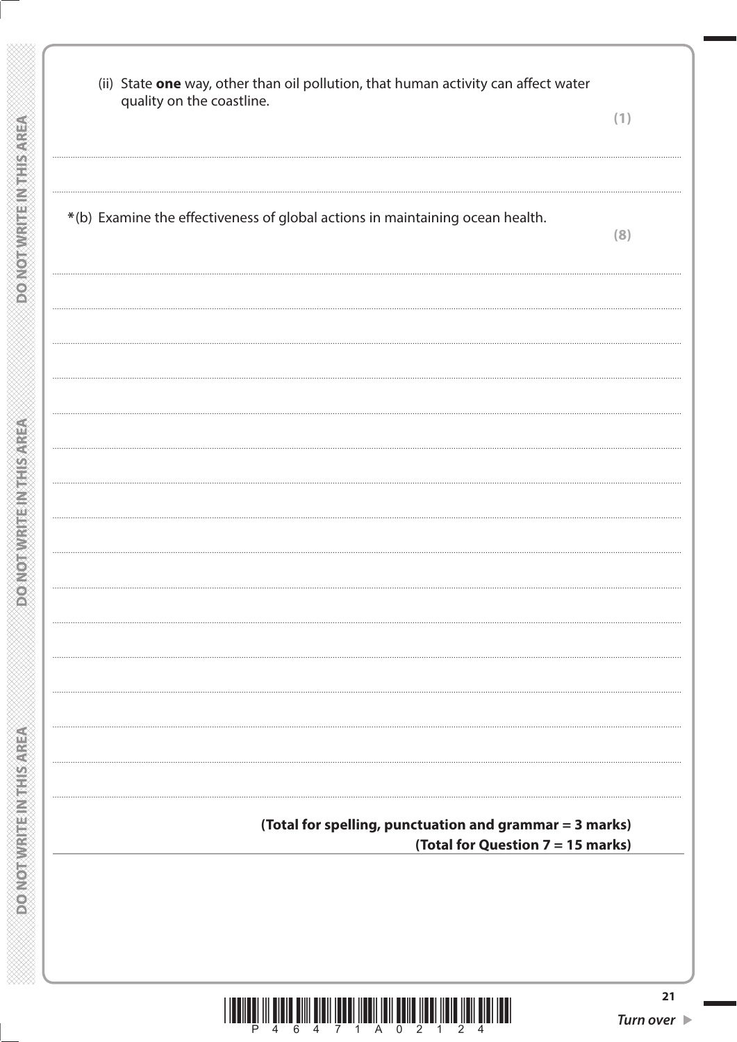(ii) State **one** way, other than oil pollution, that human activity can affect water quality on the coastline.

**(1)**

*(b) Examine the effectiveness of global actions in maintaining ocean health.

**(8)**

**(Total for spelling, punctuation and grammar = 3 marks)**

**(Total for Question 7 = 15 marks)**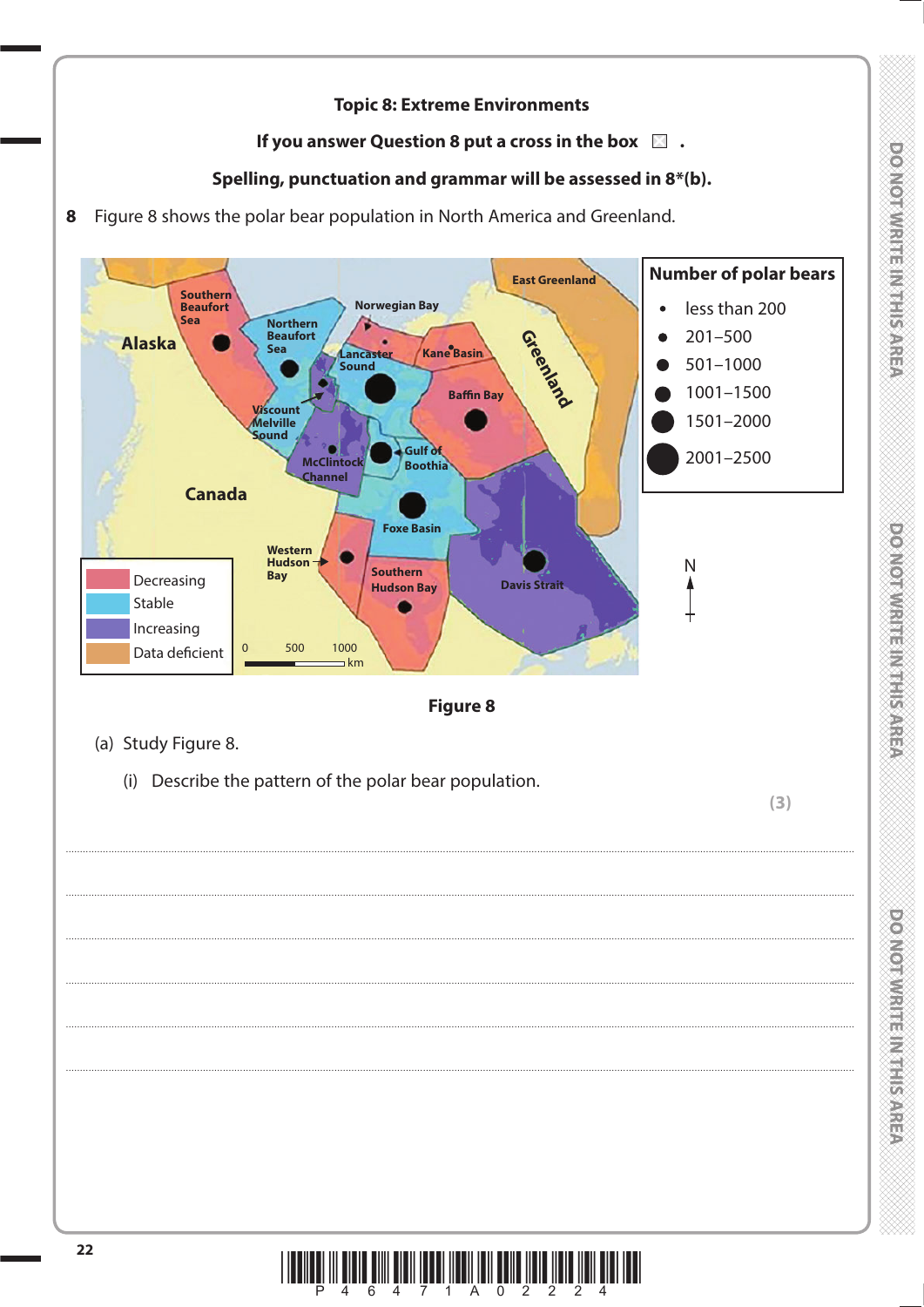**Topic 8: Extreme Environments**

**If you answer Question 8 put a cross in the box ☒ .**

**Spelling, punctuation and grammar will be assessed in 8*(b).**

**8** Figure 8 shows the polar bear population in North America and Greenland.

**Figure 8**

(a) Study Figure 8.

(i) Describe the pattern of the polar bear population.

**(3)**

.......................................................................................................................................................

.......................................................................................................................................................

.......................................................................................................................................................

.......................................................................................................................................................

.......................................................................................................................................................

.......................................................................................................................................................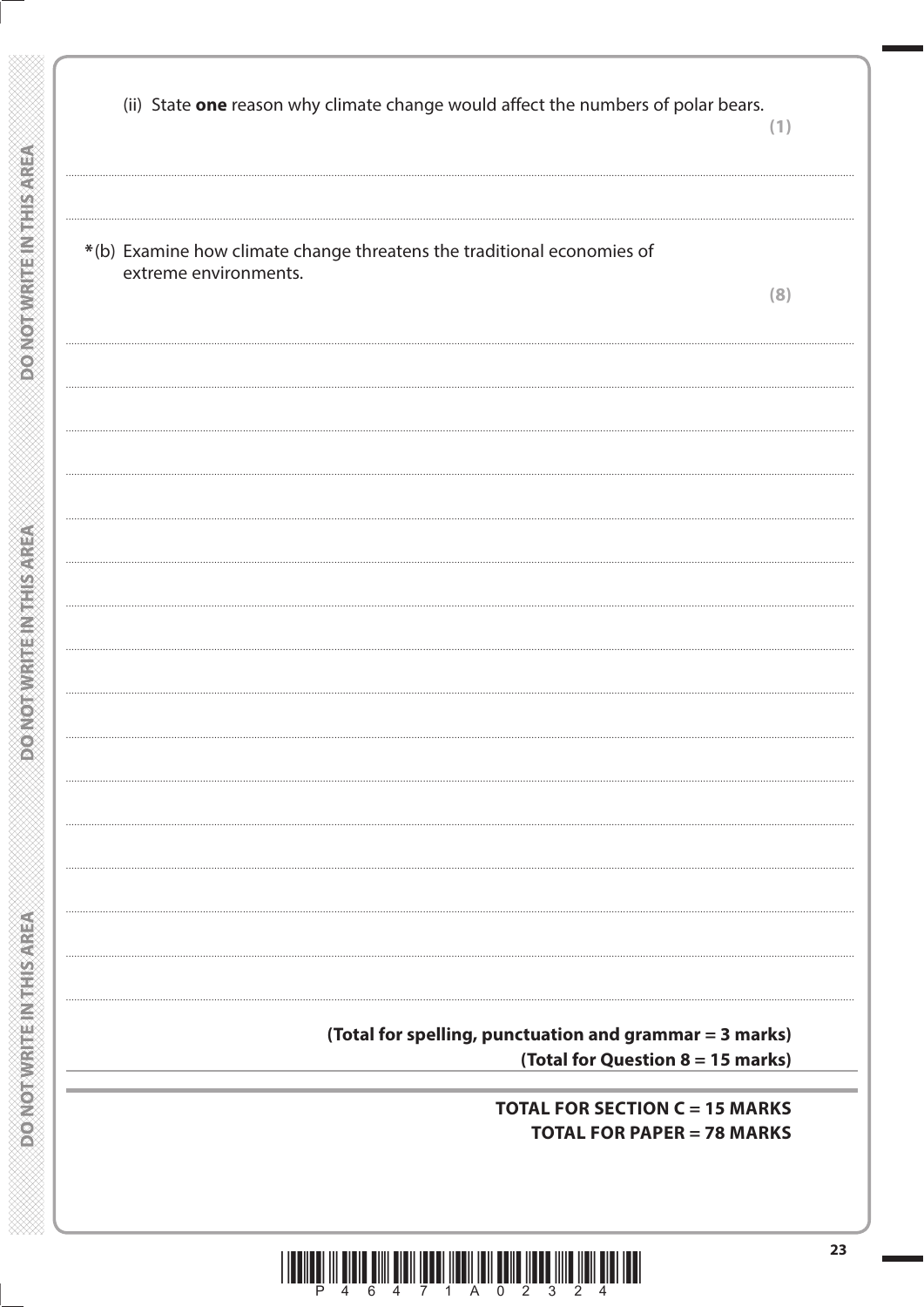(ii) State **one** reason why climate change would affect the numbers of polar bears.

**(1)**

.......................................................................................................................................................................................................................

.......................................................................................................................................................................................................................

*(b) Examine how climate change threatens the traditional economies of extreme environments.

**(8)**

.......................................................................................................................................................................................................................

.......................................................................................................................................................................................................................

.......................................................................................................................................................................................................................

.......................................................................................................................................................................................................................

.......................................................................................................................................................................................................................

.......................................................................................................................................................................................................................

.......................................................................................................................................................................................................................

.......................................................................................................................................................................................................................

.......................................................................................................................................................................................................................

.......................................................................................................................................................................................................................

.......................................................................................................................................................................................................................

.......................................................................................................................................................................................................................

.......................................................................................................................................................................................................................

.......................................................................................................................................................................................................................

.......................................................................................................................................................................................................................

**(Total for spelling, punctuation and grammar = 3 marks)**

**(Total for Question 8 = 15 marks)**

**TOTAL FOR SECTION C = 15 MARKS**

**TOTAL FOR PAPER = 78 MARKS**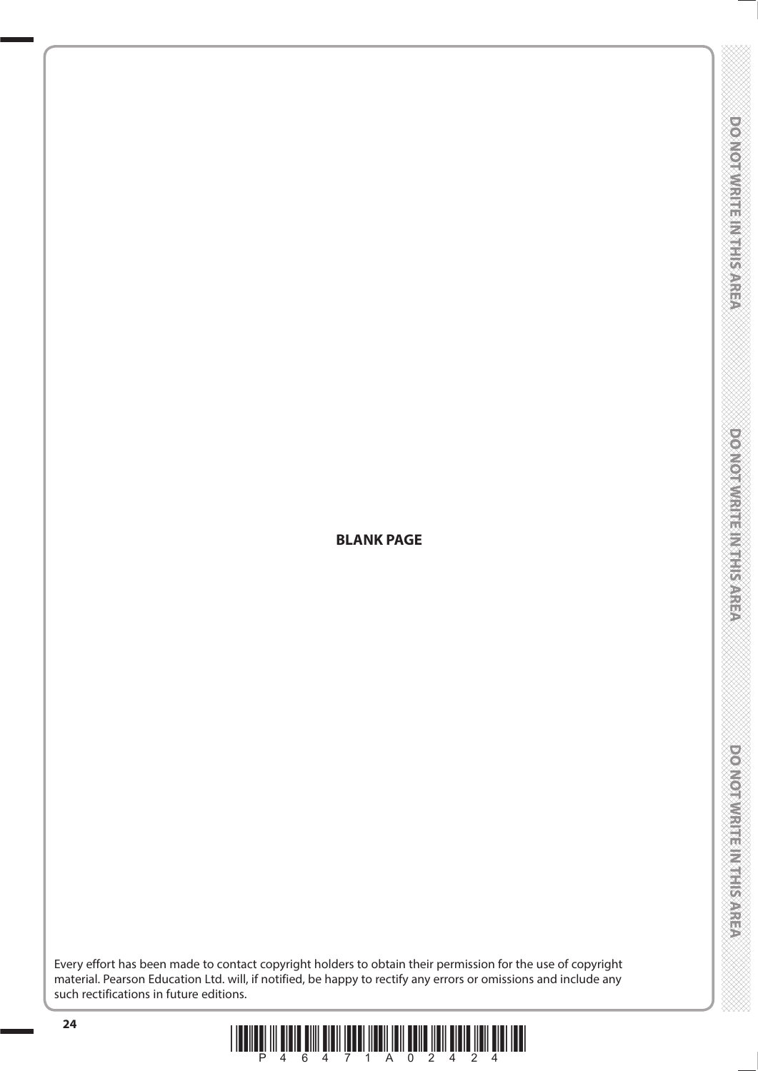**BLANK PAGE**

Every effort has been made to contact copyright holders to obtain their permission for the use of copyright material. Pearson Education Ltd. will, if notified, be happy to rectify any errors or omissions and include any such rectifications in future editions.